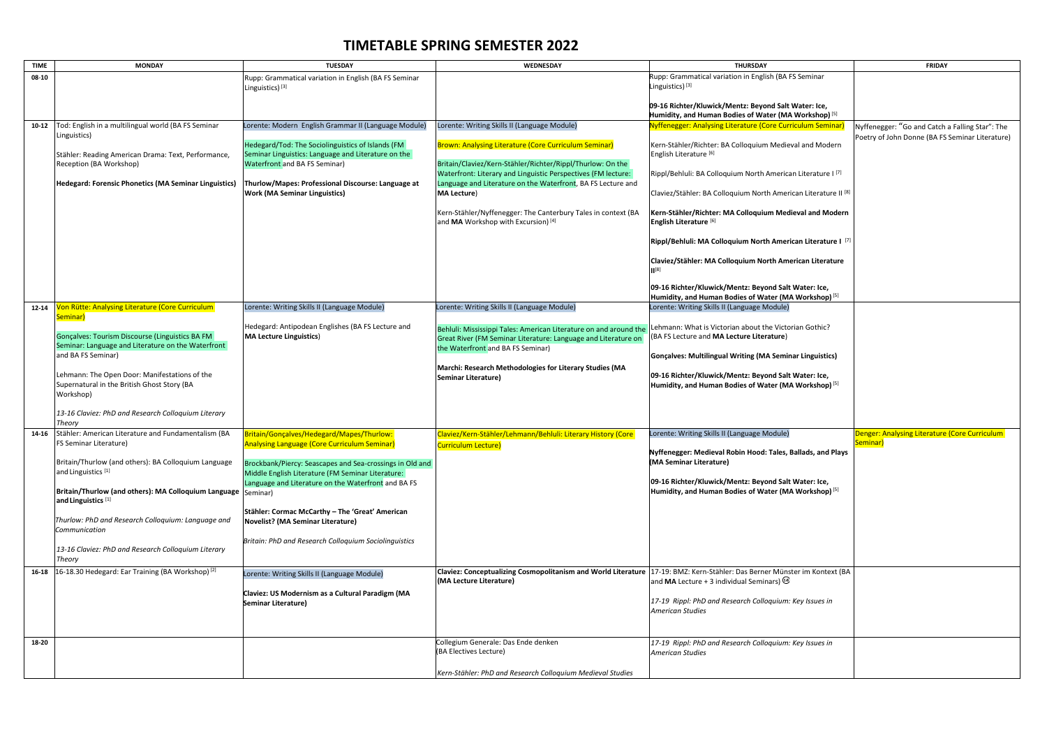# TIMETABLE SPRING SEMESTER 2022

| TIME | MONDAY | TUESDAY | WEDNESDAY | THURSDAY | FRIDAY |
|---|---|---|---|---|---|
| 08-10 | | Rupp: Grammatical variation in English (BA FS Seminar Linguistics) [3] | | Rupp: Grammatical variation in English (BA FS Seminar Linguistics) [3]<br><br>**09-16 Richter/Kluwick/Mentz: Beyond Salt Water: Ice, Humidity, and Human Bodies of Water (MA Workshop)** [5] | |
| 10-12 | Tod: English in a multilingual world (BA FS Seminar Linguistics)<br><br>Stähler: Reading American Drama: Text, Performance, Reception (BA Workshop)<br><br>**Hedegard: Forensic Phonetics (MA Seminar Linguistics)** | Lorente: Modern English Grammar II (Language Module)<br><br>Hedegard/Tod: The Sociolinguistics of Islands (FM Seminar Linguistics: Language and Literature on the Waterfront and BA FS Seminar)<br><br>**Thurlow/Mapes: Professional Discourse: Language at Work (MA Seminar Linguistics)** | Lorente: Writing Skills II (Language Module)<br><br>Brown: Analysing Literature (Core Curriculum Seminar)<br><br>Britain/Claviez/Kern-Stähler/Richter/Rippl/Thurlow: On the Waterfront: Literary and Linguistic Perspectives (FM lecture: Language and Literature on the Waterfront, BA FS Lecture and **MA Lecture**)<br><br>Kern-Stähler/Nyffenegger: The Canterbury Tales in context (BA and **MA** Workshop with Excursion) [4] | Nyffenegger: Analysing Literature (Core Curriculum Seminar)<br><br>Kern-Stähler/Richter: BA Colloquium Medieval and Modern English Literature [6]<br><br>Rippl/Behluli: BA Colloquium North American Literature I [7]<br><br>Claviez/Stähler: BA Colloquium North American Literature II [8]<br><br>**Kern-Stähler/Richter: MA Colloquium Medieval and Modern English Literature** [6]<br><br>**Rippl/Behluli: MA Colloquium North American Literature I** [7]<br><br>**Claviez/Stähler: MA Colloquium North American Literature II** [8]<br><br>**09-16 Richter/Kluwick/Mentz: Beyond Salt Water: Ice, Humidity, and Human Bodies of Water (MA Workshop)** [5] | Nyffenegger: "Go and Catch a Falling Star": The Poetry of John Donne (BA FS Seminar Literature) |
| 12-14 | Von Rütte: Analysing Literature (Core Curriculum Seminar)<br><br>Gonçalves: Tourism Discourse (Linguistics BA FM Seminar: Language and Literature on the Waterfront and BA FS Seminar)<br><br>Lehmann: The Open Door: Manifestations of the Supernatural in the British Ghost Story (BA Workshop)<br><br>*13-16 Claviez: PhD and Research Colloquium Literary Theory* | Lorente: Writing Skills II (Language Module)<br><br>Hedegard: Antipodean Englishes (BA FS Lecture and **MA Lecture Linguistics**) | Lorente: Writing Skills II (Language Module)<br><br>Behluli: Mississippi Tales: American Literature on and around the Great River (FM Seminar Literature: Language and Literature on the Waterfront and BA FS Seminar)<br><br>**Marchi: Research Methodologies for Literary Studies (MA Seminar Literature)** | Lorente: Writing Skills II (Language Module)<br><br>Lehmann: What is Victorian about the Victorian Gothic? (BA FS Lecture and **MA Lecture Literature**)<br><br>**Gonçalves: Multilingual Writing (MA Seminar Linguistics)**<br><br>**09-16 Richter/Kluwick/Mentz: Beyond Salt Water: Ice, Humidity, and Human Bodies of Water (MA Workshop)** [5] | |
| 14-16 | Stähler: American Literature and Fundamentalism (BA FS Seminar Literature)<br><br>Britain/Thurlow (and others): BA Colloquium Language and Linguistics [1]<br><br>**Britain/Thurlow (and others): MA Colloquium Language and Linguistics** [1]<br><br>*Thurlow: PhD and Research Colloquium: Language and Communication*<br><br>*13-16 Claviez: PhD and Research Colloquium Literary Theory* | Britain/Gonçalves/Hedegard/Mapes/Thurlow: Analysing Language (Core Curriculum Seminar)<br><br>Brockbank/Piercy: Seascapes and Sea-crossings in Old and Middle English Literature (FM Seminar Literature: Language and Literature on the Waterfront and BA FS Seminar)<br><br>**Stähler: Cormac McCarthy – The 'Great' American Novelist? (MA Seminar Literature)**<br><br>*Britain: PhD and Research Colloquium Sociolinguistics* | Claviez/Kern-Stähler/Lehmann/Behluli: Literary History (Core Curriculum Lecture) | Lorente: Writing Skills II (Language Module)<br><br>**Nyffenegger: Medieval Robin Hood: Tales, Ballads, and Plays (MA Seminar Literature)**<br><br>**09-16 Richter/Kluwick/Mentz: Beyond Salt Water: Ice, Humidity, and Human Bodies of Water (MA Workshop)** [5] | Denger: Analysing Literature (Core Curriculum Seminar) |
| 16-18 | 16-18.30 Hedegard: Ear Training (BA Workshop) [2] | Lorente: Writing Skills II (Language Module)<br><br>**Claviez: US Modernism as a Cultural Paradigm (MA Seminar Literature)** | **Claviez: Conceptualizing Cosmopolitanism and World Literature (MA Lecture Literature)** | 17-19: BMZ: Kern-Stähler: Das Berner Münster im Kontext (BA and **MA** Lecture + 3 individual Seminars) ©<br><br>*17-19 Rippl: PhD and Research Colloquium: Key Issues in American Studies* | |
| 18-20 | | | Collegium Generale: Das Ende denken (BA Electives Lecture)<br><br>*Kern-Stähler: PhD and Research Colloquium Medieval Studies* | *17-19 Rippl: PhD and Research Colloquium: Key Issues in American Studies* | |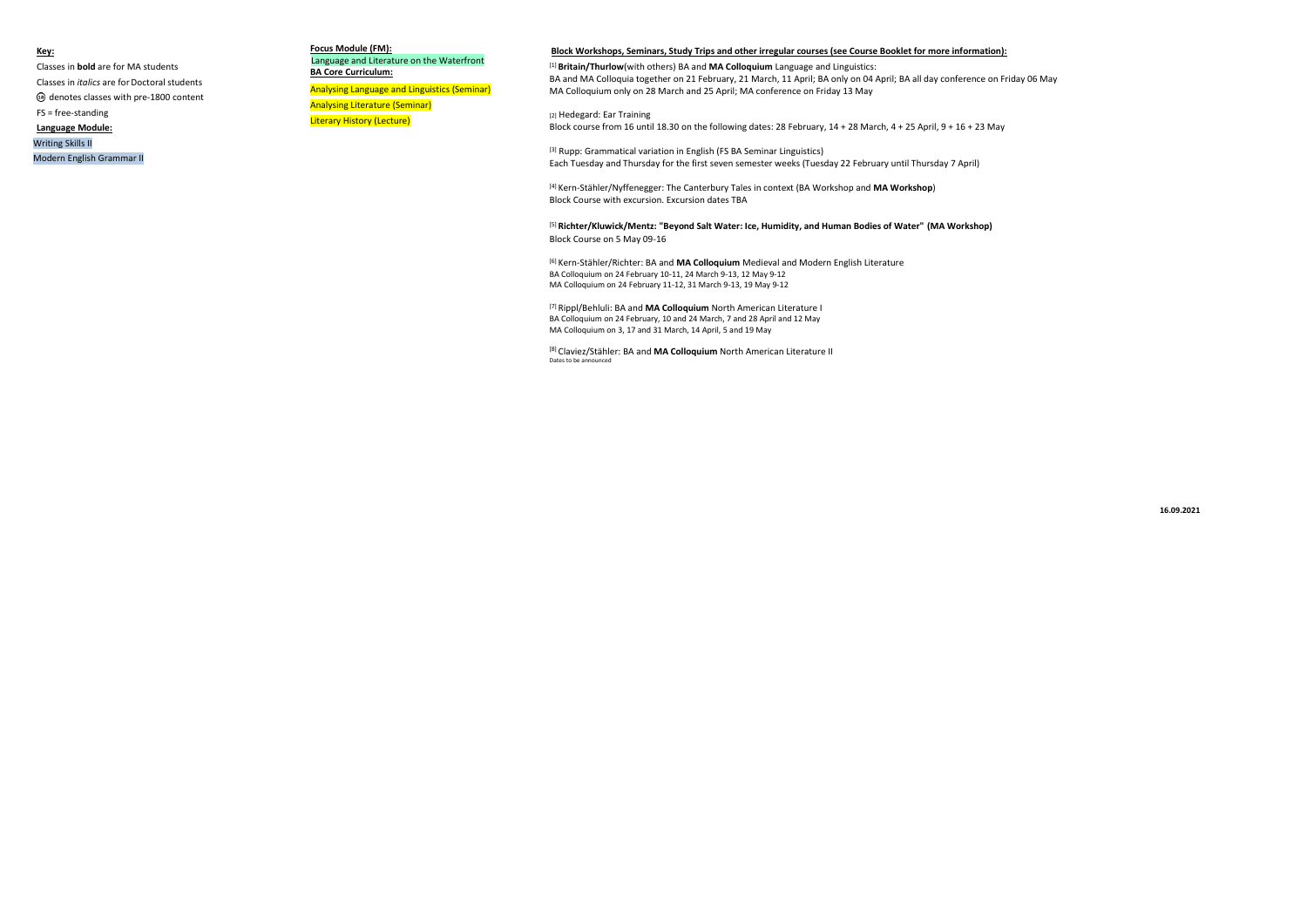**Key:**

Classes in **bold** are for MA students

Classes in *italics* are for Doctoral students

⑱ denotes classes with pre-1800 content

FS = free-standing

**Language Module:**

Writing Skills II

Modern English Grammar II

**Focus Module (FM):**

Language and Literature on the Waterfront

**BA Core Curriculum:**

Analysing Language and Linguistics (Seminar)

Analysing Literature (Seminar)

Literary History (Lecture)

**Block Workshops, Seminars, Study Trips and other irregular courses (see Course Booklet for more information):**

[1] **Britain/Thurlow**(with others) BA and **MA Colloquium** Language and Linguistics:
BA and MA Colloquia together on 21 February, 21 March, 11 April; BA only on 04 April; BA all day conference on Friday 06 May
MA Colloquium only on 28 March and 25 April; MA conference on Friday 13 May

[2] Hedegard: Ear Training
Block course from 16 until 18.30 on the following dates: 28 February, 14 + 28 March, 4 + 25 April, 9 + 16 + 23 May

[3] Rupp: Grammatical variation in English (FS BA Seminar Linguistics)
Each Tuesday and Thursday for the first seven semester weeks (Tuesday 22 February until Thursday 7 April)

[4] Kern-Stähler/Nyffenegger: The Canterbury Tales in context (BA Workshop and **MA Workshop**)
Block Course with excursion. Excursion dates TBA

[5] **Richter/Kluwick/Mentz: "Beyond Salt Water: Ice, Humidity, and Human Bodies of Water" (MA Workshop)**
Block Course on 5 May 09-16

[6] Kern-Stähler/Richter: BA and **MA Colloquium** Medieval and Modern English Literature
BA Colloquium on 24 February 10-11, 24 March 9-13, 12 May 9-12
MA Colloquium on 24 February 11-12, 31 March 9-13, 19 May 9-12

[7] Rippl/Behluli: BA and **MA Colloquium** North American Literature I
BA Colloquium on 24 February, 10 and 24 March, 7 and 28 April and 12 May
MA Colloquium on 3, 17 and 31 March, 14 April, 5 and 19 May

[8] Claviez/Stähler: BA and **MA Colloquium** North American Literature II
Dates to be announced

16.09.2021